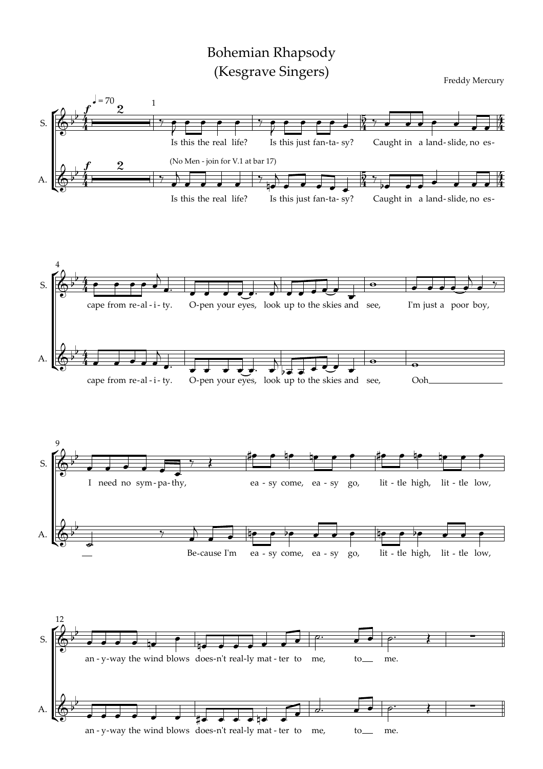# Bohemian Rhapsody
## (Kesgrave Singers)

Freddy Mercury

(No Men - join for V.1 at bar 17)

S.: Is this the real life? Is this just fan-ta-sy? Caught in a land-slide, no es-cape from re-al-i-ty. O-pen your eyes, look up to the skies and see, I'm just a poor boy, I need no sym-pa-thy, ea-sy come, ea-sy go, lit-tle high, lit-tle low, an-y-way the wind blows does-n't real-ly mat-ter to me, to me.

A.: Is this the real life? Is this just fan-ta-sy? Caught in a land-slide, no es-cape from re-al-i-ty. O-pen your eyes, look up to the skies and see, Ooh Be-cause I'm ea-sy come, ea-sy go, lit-tle high, lit-tle low, an-y-way the wind blows does-n't real-ly mat-ter to me, to me.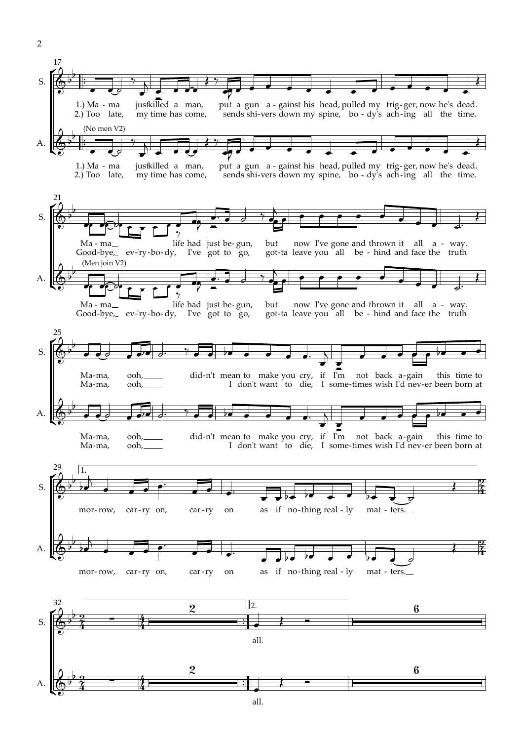17

S.

1.) Ma - ma just killed a man, put a gun a - gainst his head, pulled my trig - ger, now he's dead.
2.) Too late, my time has come, sends shi - vers down my spine, bo - dy's ach - ing all the time.

(No men V2)

A.

1.) Ma - ma just killed a man, put a gun a - gainst his head, pulled my trig - ger, now he's dead.
2.) Too late, my time has come, sends shi - vers down my spine, bo - dy's ach - ing all the time.

21

S.

Ma - ma life had just be - gun, but now I've gone and thrown it all a - way.
Good - bye, ev - 'ry - bo - dy, I've got to go, got - ta leave you all be - hind and face the truth

(Men join V2)

A.

Ma - ma life had just be - gun, but now I've gone and thrown it all a - way.
Good - bye, ev - 'ry - bo - dy, I've got to go, got - ta leave you all be - hind and face the truth

25

S.

Ma - ma, ooh, did - n't mean to make you cry, if I'm not back a - gain this time to
Ma - ma, ooh, I don't want to die, I some - times wish I'd nev - er been born at

A.

Ma - ma, ooh, did - n't mean to make you cry, if I'm not back a - gain this time to
Ma - ma, ooh, I don't want to die, I some - times wish I'd nev - er been born at

29

1.

S.

mor - row, car - ry on, car - ry on as if no - thing real - ly mat - ters.

A.

mor - row, car - ry on, car - ry on as if no - thing real - ly mat - ters.

32

2.

S.

2 6

all.

A.

2 6

all.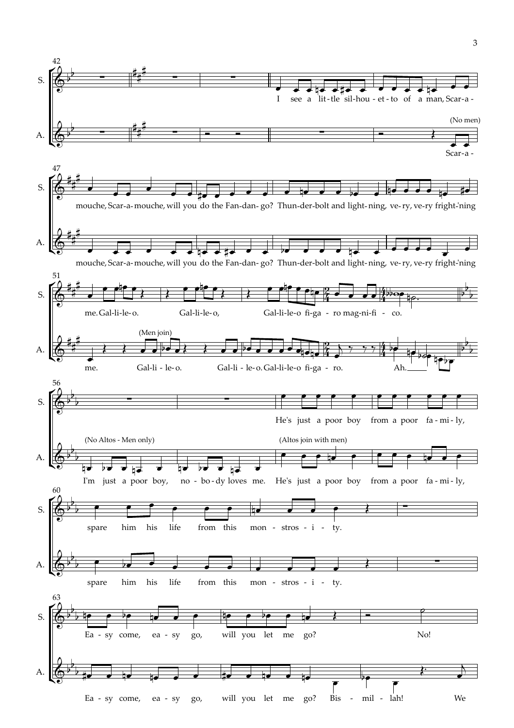S.

A.

(No men)

I see a lit-tle sil-hou-et-to of a man, Scar-a-

Scar-a-

mouche, Scar-a-mouche, will you do the Fan-dan-go? Thun-der-bolt and light-ning, ve-ry, ve-ry fright-'ning

mouche, Scar-a-mouche, will you do the Fan-dan-go? Thun-der-bolt and light-ning, ve-ry, ve-ry fright-'ning

me. Gal-li-le-o. Gal-li-le-o, Gal-li-le-o fi-ga - ro mag-ni-fi - co.

(Men join)

me. Gal-li - le-o. Gal-li - le-o. Gal-li-le-o fi-ga - ro. Ah.

He's just a poor boy from a poor fa - mi - ly,

(No Altos - Men only)

(Altos join with men)

I'm just a poor boy, no - bo - dy loves me. He's just a poor boy from a poor fa - mi - ly,

spare him his life from this mon - stros - i - ty.

spare him his life from this mon - stros - i - ty.

Ea - sy come, ea - sy go, will you let me go? No!

Ea - sy come, ea - sy go, will you let me go? Bis - mil - lah! We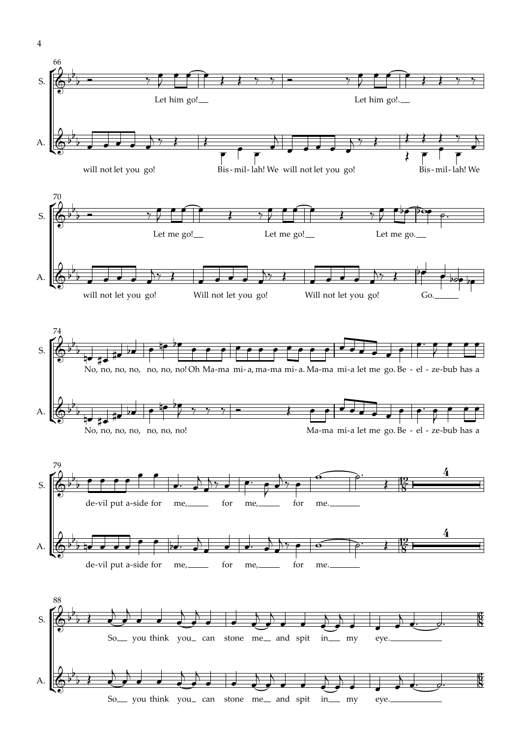**66**

S. Let him go! Let him go!.

A. will not let you go! Bis-mil-lah! We will not let you go! Bis-mil-lah! We

**70**

S. Let me go! Let me go! Let me go.

A. will not let you go! Will not let you go! Will not let you go! Go.

**74**

S. No, no, no, no, no, no, no! Oh Ma-ma mi-a, ma-ma mi-a. Ma-ma mi-a let me go. Be-el-ze-bub has a

A. No, no, no, no, no, no, no! Ma-ma mi-a let me go. Be-el-ze-bub has a

**79**

S. de-vil put a-side for me, for me, for me.

A. de-vil put a-side for me, for me, for me.

**88**

S. So you think you can stone me and spit in my eye.

A. So you think you can stone me and spit in my eye.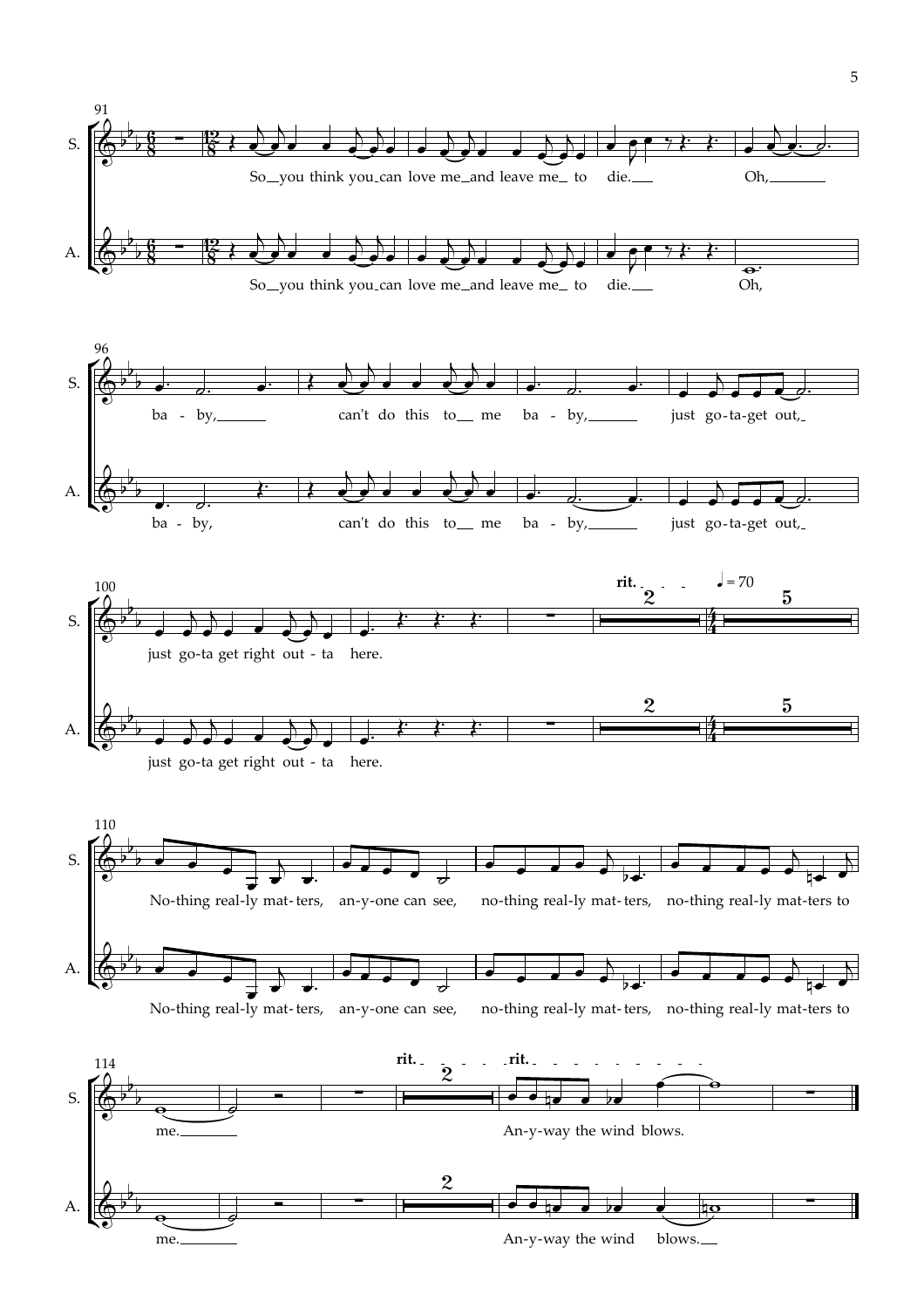91

S.

So you think you can love me and leave me to die. Oh,

A.

So you think you can love me and leave me to die. Oh,

96

S.

ba - by, can't do this to me ba - by, just go-ta-get out,

A.

ba - by, can't do this to me ba - by, just go-ta-get out,

100

S.

just go-ta get right out - ta here.

rit. ♩ = 70

A.

just go-ta get right out - ta here.

110

S.

No-thing real-ly mat-ters, an-y-one can see, no-thing real-ly mat-ters, no-thing real-ly mat-ters to

A.

No-thing real-ly mat-ters, an-y-one can see, no-thing real-ly mat-ters, no-thing real-ly mat-ters to

114

S.

me. rit. rit. An-y-way the wind blows.

A.

me. An-y-way the wind blows.